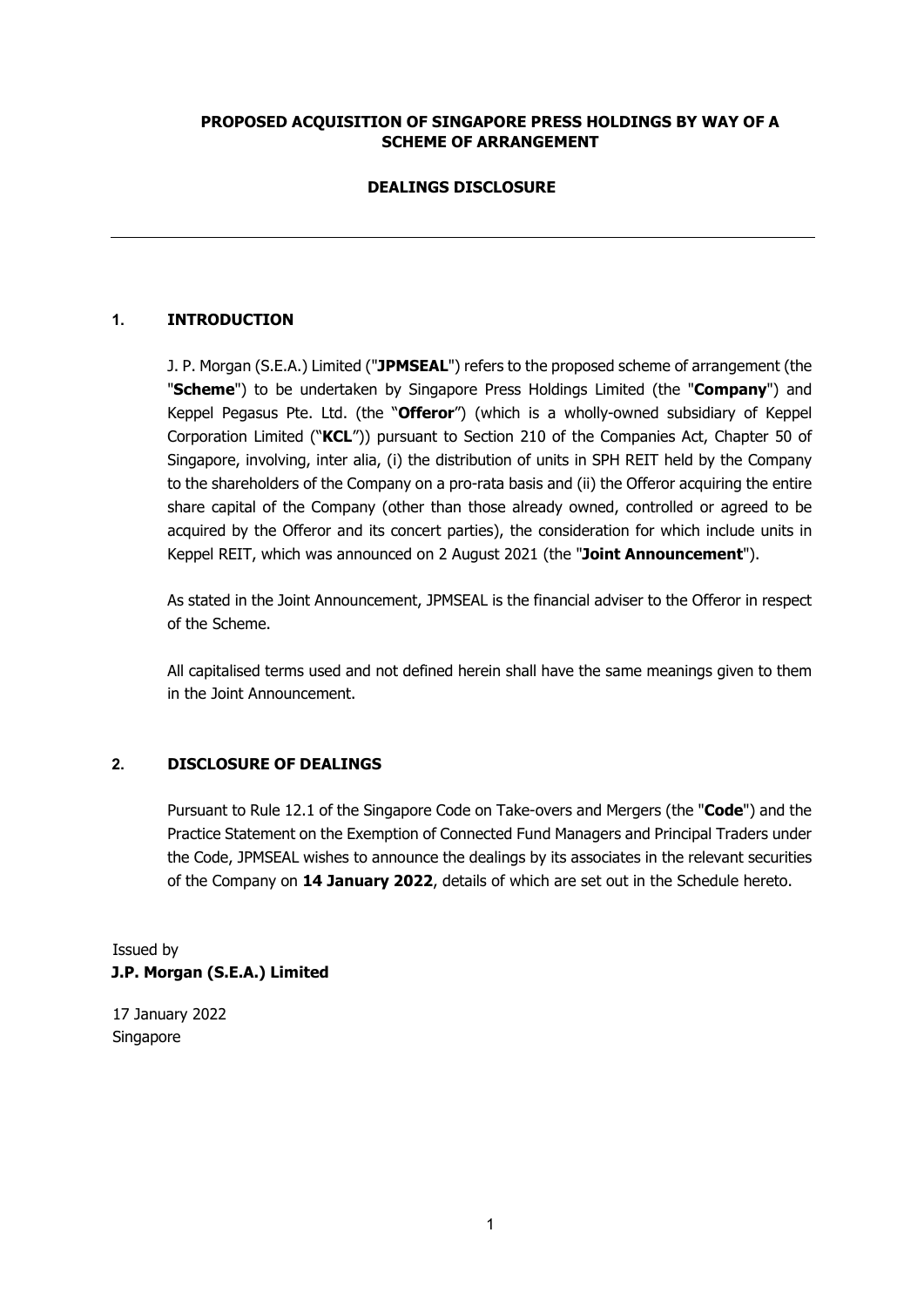**PROPOSED ACQUISITION OF SINGAPORE PRESS HOLDINGS BY WAY OF A SCHEME OF ARRANGEMENT**

**DEALINGS DISCLOSURE**

---

## 1. INTRODUCTION

J. P. Morgan (S.E.A.) Limited ("**JPMSEAL**") refers to the proposed scheme of arrangement (the "**Scheme**") to be undertaken by Singapore Press Holdings Limited (the "**Company**") and Keppel Pegasus Pte. Ltd. (the "**Offeror**") (which is a wholly-owned subsidiary of Keppel Corporation Limited ("**KCL**")) pursuant to Section 210 of the Companies Act, Chapter 50 of Singapore, involving, inter alia, (i) the distribution of units in SPH REIT held by the Company to the shareholders of the Company on a pro-rata basis and (ii) the Offeror acquiring the entire share capital of the Company (other than those already owned, controlled or agreed to be acquired by the Offeror and its concert parties), the consideration for which include units in Keppel REIT, which was announced on 2 August 2021 (the "**Joint Announcement**").

As stated in the Joint Announcement, JPMSEAL is the financial adviser to the Offeror in respect of the Scheme.

All capitalised terms used and not defined herein shall have the same meanings given to them in the Joint Announcement.

## 2. DISCLOSURE OF DEALINGS

Pursuant to Rule 12.1 of the Singapore Code on Take-overs and Mergers (the "**Code**") and the Practice Statement on the Exemption of Connected Fund Managers and Principal Traders under the Code, JPMSEAL wishes to announce the dealings by its associates in the relevant securities of the Company on **14 January 2022**, details of which are set out in the Schedule hereto.

Issued by
**J.P. Morgan (S.E.A.) Limited**

17 January 2022
Singapore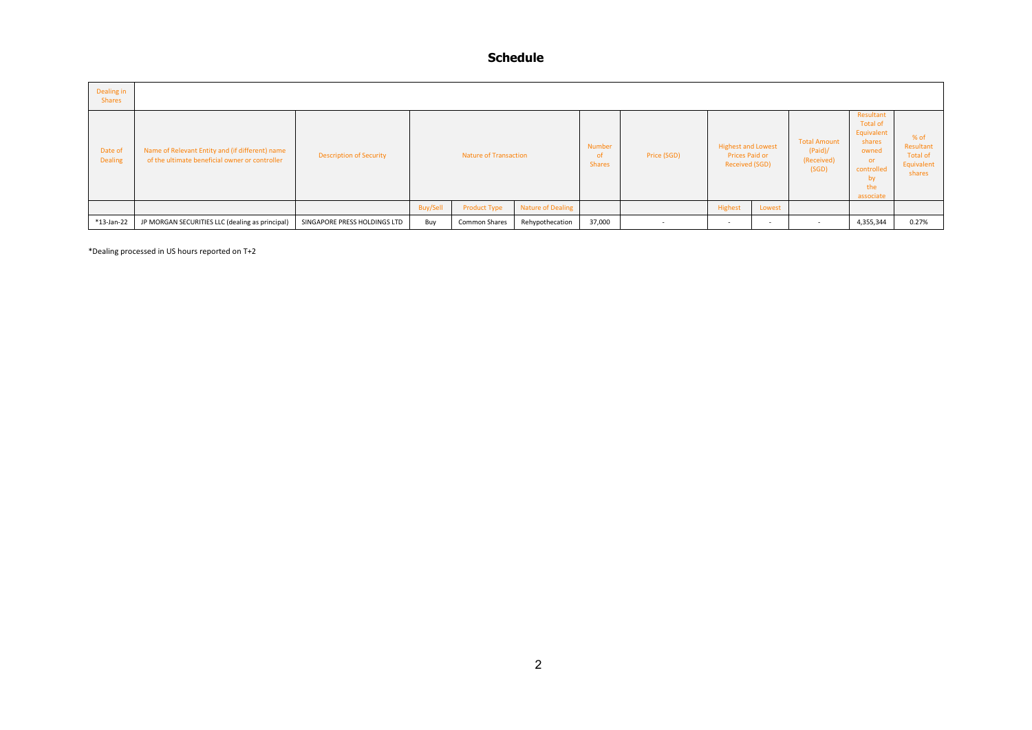## Schedule

| Dealing in Shares | | | | | | | | | | | | |
|---|---|---|---|---|---|---|---|---|---|---|---|---|
| Date of Dealing | Name of Relevant Entity and (if different) name of the ultimate beneficial owner or controller | Description of Security | Nature of Transaction | | | Number of Shares | Price (SGD) | Highest and Lowest Prices Paid or Received (SGD) | | Total Amount (Paid)/ (Received) (SGD) | Resultant Total of Equivalent shares owned or controlled by the associate | % of Resultant Total of Equivalent shares |
| | | | Buy/Sell | Product Type | Nature of Dealing | | | Highest | Lowest | | | |
| *13-Jan-22 | JP MORGAN SECURITIES LLC (dealing as principal) | SINGAPORE PRESS HOLDINGS LTD | Buy | Common Shares | Rehypothecation | 37,000 | - | - | - | - | 4,355,344 | 0.27% |

*Dealing processed in US hours reported on T+2